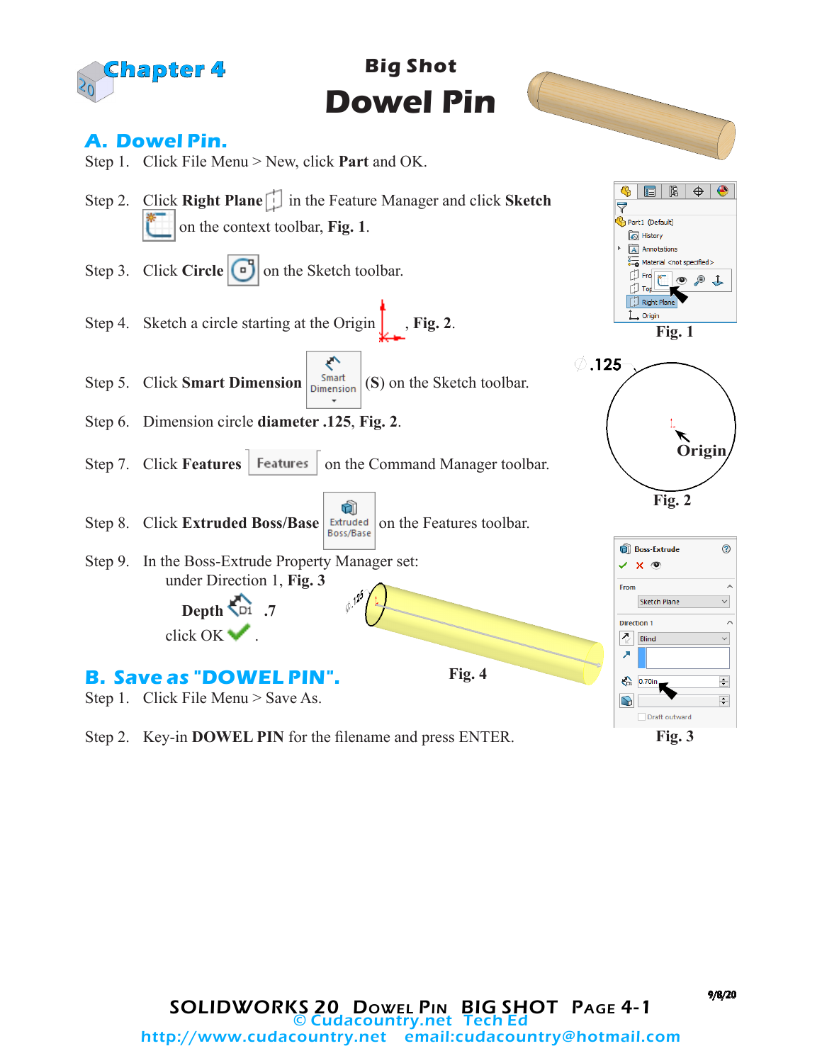Chapter 4

**Big Shot**

# Dowel Pin

## A. Dowel Pin.

Step 1. Click File Menu > New, click **Part** and OK.

Step 2. Click **Right Plane** in the Feature Manager and click **Sketch** on the context toolbar, **Fig. 1**.

Step 3. Click **Circle** on the Sketch toolbar.

Step 4. Sketch a circle starting at the Origin, **Fig. 2**.

Step 5. Click **Smart Dimension** (**S**) on the Sketch toolbar.

Step 6. Dimension circle **diameter .125**, **Fig. 2**.

Step 7. Click **Features** on the Command Manager toolbar.

Step 8. Click **Extruded Boss/Base** on the Features toolbar.

Step 9. In the Boss-Extrude Property Manager set:
under Direction 1, **Fig. 3**

**Depth** .7

click OK.

Fig. 1

Fig. 2

Fig. 3

Fig. 4

## B. Save as "DOWEL PIN".

Step 1. Click File Menu > Save As.

Step 2. Key-in **DOWEL PIN** for the filename and press ENTER.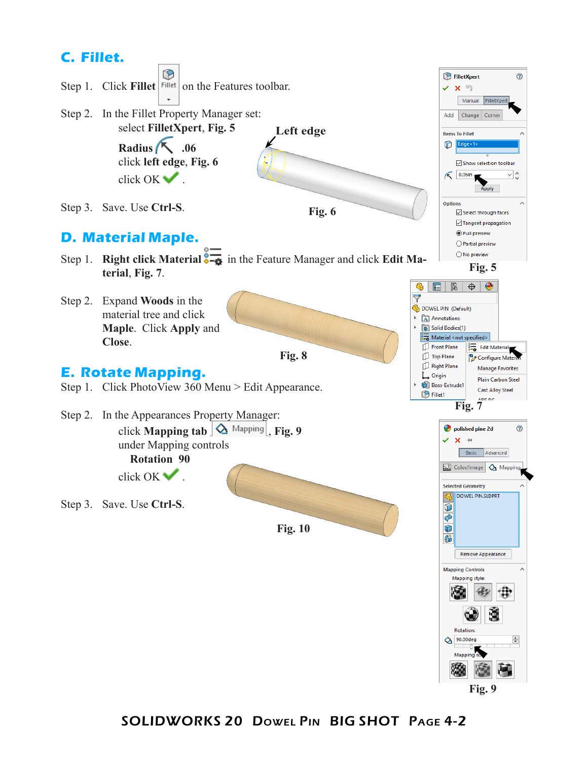## C. Fillet.

Step 1. Click **Fillet** on the Features toolbar.

Step 2. In the Fillet Property Manager set:

select **FilletXpert**, **Fig. 5**

**Radius** .06

click **left edge**, **Fig. 6**

click OK .

Step 3. Save. Use **Ctrl-S**.

**Left edge**

**Fig. 6**

**Fig. 5**

## D. Material Maple.

Step 1. **Right click Material** in the Feature Manager and click **Edit Material**, **Fig. 7**.

Step 2. Expand **Woods** in the material tree and click **Maple**. Click **Apply** and **Close**.

**Fig. 8**

**Fig. 7**

## E. Rotate Mapping.

Step 1. Click PhotoView 360 Menu > Edit Appearance.

Step 2. In the Appearances Property Manager:

click **Mapping tab** Mapping, **Fig. 9**

under Mapping controls

**Rotation 90**

click OK .

Step 3. Save. Use **Ctrl-S**.

**Fig. 10**

**Fig. 9**